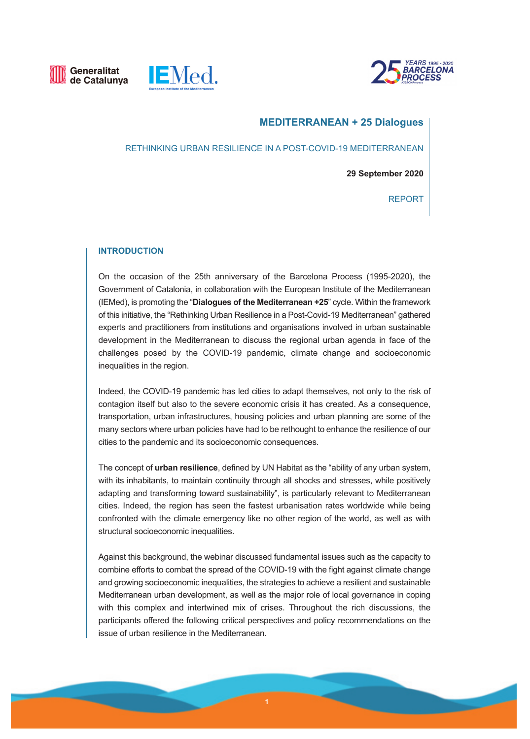# MEDITERRANEAN + 25 Dialogues

## RETHINKING URBAN RESILIENCE IN A POST-COVID-19 MEDITERRANEAN

**29 September 2020**

REPORT

## INTRODUCTION

On the occasion of the 25th anniversary of the Barcelona Process (1995-2020), the Government of Catalonia, in collaboration with the European Institute of the Mediterranean (IEMed), is promoting the "**Dialogues of the Mediterranean +25**" cycle. Within the framework of this initiative, the "Rethinking Urban Resilience in a Post-Covid-19 Mediterranean" gathered experts and practitioners from institutions and organisations involved in urban sustainable development in the Mediterranean to discuss the regional urban agenda in face of the challenges posed by the COVID-19 pandemic, climate change and socioeconomic inequalities in the region.

Indeed, the COVID-19 pandemic has led cities to adapt themselves, not only to the risk of contagion itself but also to the severe economic crisis it has created. As a consequence, transportation, urban infrastructures, housing policies and urban planning are some of the many sectors where urban policies have had to be rethought to enhance the resilience of our cities to the pandemic and its socioeconomic consequences.

The concept of **urban resilience**, defined by UN Habitat as the "ability of any urban system, with its inhabitants, to maintain continuity through all shocks and stresses, while positively adapting and transforming toward sustainability", is particularly relevant to Mediterranean cities. Indeed, the region has seen the fastest urbanisation rates worldwide while being confronted with the climate emergency like no other region of the world, as well as with structural socioeconomic inequalities.

Against this background, the webinar discussed fundamental issues such as the capacity to combine efforts to combat the spread of the COVID-19 with the fight against climate change and growing socioeconomic inequalities, the strategies to achieve a resilient and sustainable Mediterranean urban development, as well as the major role of local governance in coping with this complex and intertwined mix of crises. Throughout the rich discussions, the participants offered the following critical perspectives and policy recommendations on the issue of urban resilience in the Mediterranean.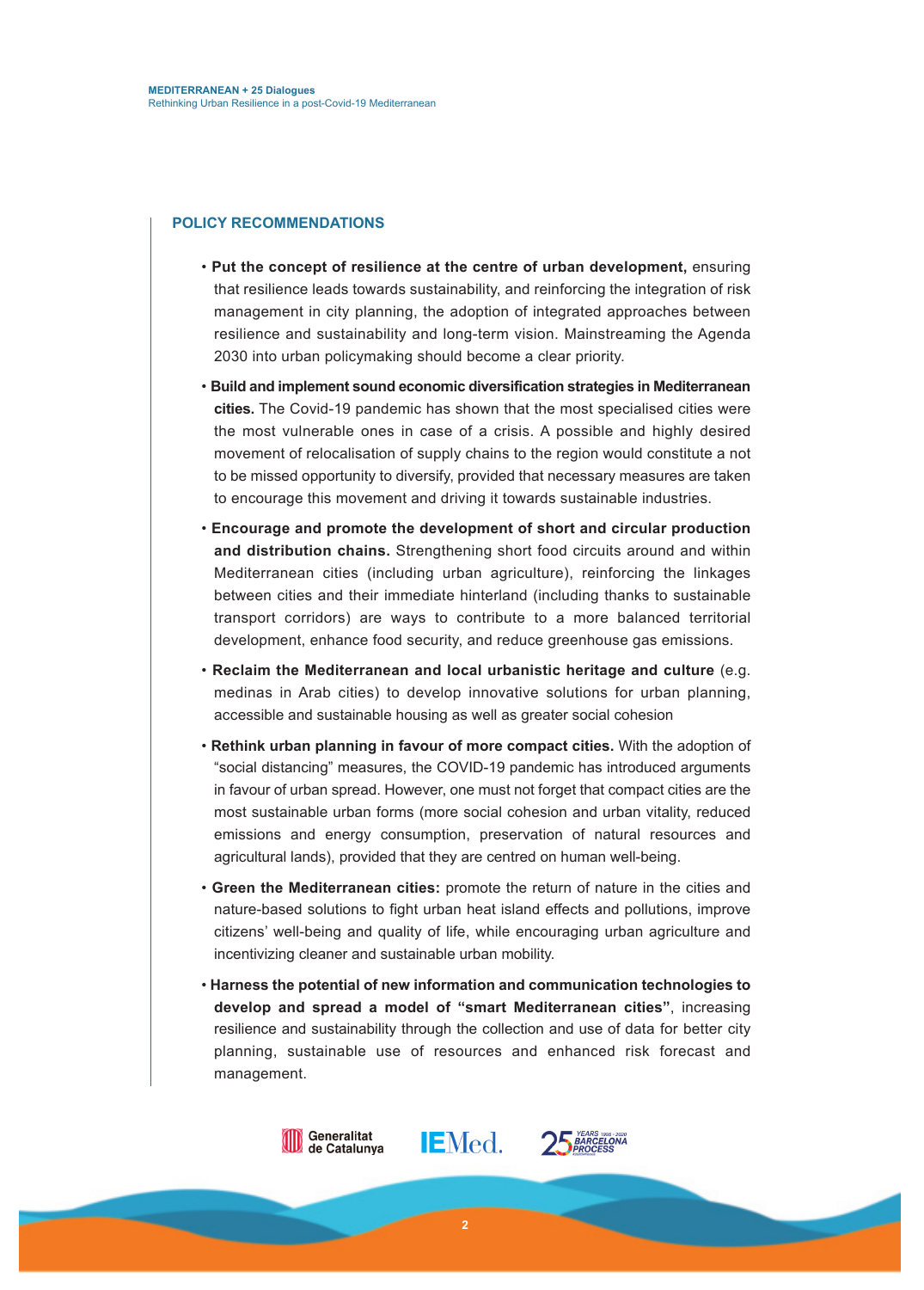## POLICY RECOMMENDATIONS

- **Put the concept of resilience at the centre of urban development,** ensuring that resilience leads towards sustainability, and reinforcing the integration of risk management in city planning, the adoption of integrated approaches between resilience and sustainability and long-term vision. Mainstreaming the Agenda 2030 into urban policymaking should become a clear priority.
- **Build and implement sound economic diversification strategies in Mediterranean cities.** The Covid-19 pandemic has shown that the most specialised cities were the most vulnerable ones in case of a crisis. A possible and highly desired movement of relocalisation of supply chains to the region would constitute a not to be missed opportunity to diversify, provided that necessary measures are taken to encourage this movement and driving it towards sustainable industries.
- **Encourage and promote the development of short and circular production and distribution chains.** Strengthening short food circuits around and within Mediterranean cities (including urban agriculture), reinforcing the linkages between cities and their immediate hinterland (including thanks to sustainable transport corridors) are ways to contribute to a more balanced territorial development, enhance food security, and reduce greenhouse gas emissions.
- **Reclaim the Mediterranean and local urbanistic heritage and culture** (e.g. medinas in Arab cities) to develop innovative solutions for urban planning, accessible and sustainable housing as well as greater social cohesion
- **Rethink urban planning in favour of more compact cities.** With the adoption of "social distancing" measures, the COVID-19 pandemic has introduced arguments in favour of urban spread. However, one must not forget that compact cities are the most sustainable urban forms (more social cohesion and urban vitality, reduced emissions and energy consumption, preservation of natural resources and agricultural lands), provided that they are centred on human well-being.
- **Green the Mediterranean cities:** promote the return of nature in the cities and nature-based solutions to fight urban heat island effects and pollutions, improve citizens' well-being and quality of life, while encouraging urban agriculture and incentivizing cleaner and sustainable urban mobility.
- **Harness the potential of new information and communication technologies to develop and spread a model of "smart Mediterranean cities"**, increasing resilience and sustainability through the collection and use of data for better city planning, sustainable use of resources and enhanced risk forecast and management.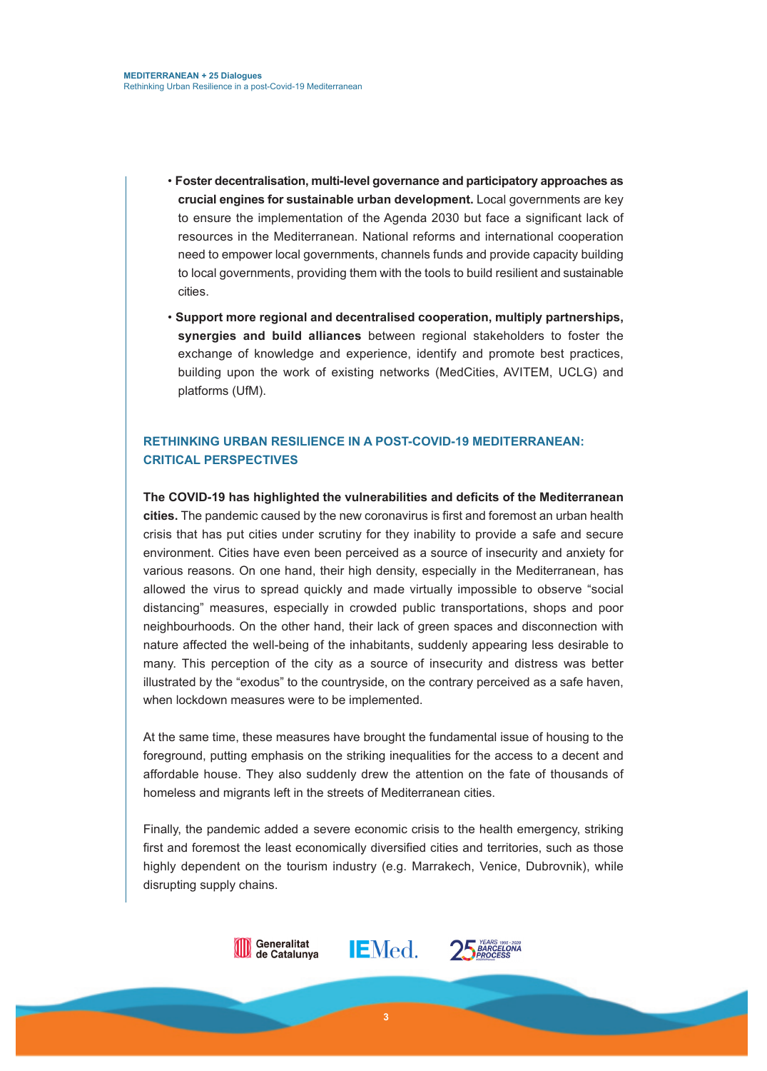- **Foster decentralisation, multi-level governance and participatory approaches as crucial engines for sustainable urban development.** Local governments are key to ensure the implementation of the Agenda 2030 but face a significant lack of resources in the Mediterranean. National reforms and international cooperation need to empower local governments, channels funds and provide capacity building to local governments, providing them with the tools to build resilient and sustainable cities.
- **Support more regional and decentralised cooperation, multiply partnerships, synergies and build alliances** between regional stakeholders to foster the exchange of knowledge and experience, identify and promote best practices, building upon the work of existing networks (MedCities, AVITEM, UCLG) and platforms (UfM).

## RETHINKING URBAN RESILIENCE IN A POST-COVID-19 MEDITERRANEAN: CRITICAL PERSPECTIVES

**The COVID-19 has highlighted the vulnerabilities and deficits of the Mediterranean cities.** The pandemic caused by the new coronavirus is first and foremost an urban health crisis that has put cities under scrutiny for they inability to provide a safe and secure environment. Cities have even been perceived as a source of insecurity and anxiety for various reasons. On one hand, their high density, especially in the Mediterranean, has allowed the virus to spread quickly and made virtually impossible to observe "social distancing" measures, especially in crowded public transportations, shops and poor neighbourhoods. On the other hand, their lack of green spaces and disconnection with nature affected the well-being of the inhabitants, suddenly appearing less desirable to many. This perception of the city as a source of insecurity and distress was better illustrated by the "exodus" to the countryside, on the contrary perceived as a safe haven, when lockdown measures were to be implemented.

At the same time, these measures have brought the fundamental issue of housing to the foreground, putting emphasis on the striking inequalities for the access to a decent and affordable house. They also suddenly drew the attention on the fate of thousands of homeless and migrants left in the streets of Mediterranean cities.

Finally, the pandemic added a severe economic crisis to the health emergency, striking first and foremost the least economically diversified cities and territories, such as those highly dependent on the tourism industry (e.g. Marrakech, Venice, Dubrovnik), while disrupting supply chains.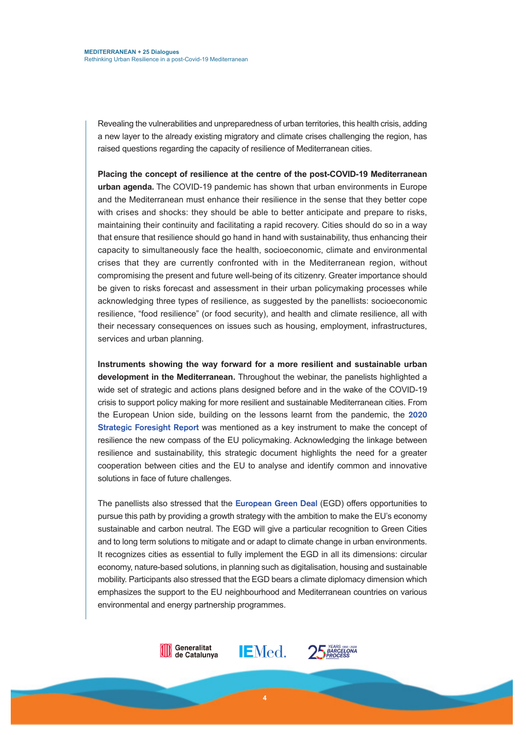Revealing the vulnerabilities and unpreparedness of urban territories, this health crisis, adding a new layer to the already existing migratory and climate crises challenging the region, has raised questions regarding the capacity of resilience of Mediterranean cities.

**Placing the concept of resilience at the centre of the post-COVID-19 Mediterranean urban agenda.** The COVID-19 pandemic has shown that urban environments in Europe and the Mediterranean must enhance their resilience in the sense that they better cope with crises and shocks: they should be able to better anticipate and prepare to risks, maintaining their continuity and facilitating a rapid recovery. Cities should do so in a way that ensure that resilience should go hand in hand with sustainability, thus enhancing their capacity to simultaneously face the health, socioeconomic, climate and environmental crises that they are currently confronted with in the Mediterranean region, without compromising the present and future well-being of its citizenry. Greater importance should be given to risks forecast and assessment in their urban policymaking processes while acknowledging three types of resilience, as suggested by the panellists: socioeconomic resilience, "food resilience" (or food security), and health and climate resilience, all with their necessary consequences on issues such as housing, employment, infrastructures, services and urban planning.

**Instruments showing the way forward for a more resilient and sustainable urban development in the Mediterranean.** Throughout the webinar, the panelists highlighted a wide set of strategic and actions plans designed before and in the wake of the COVID-19 crisis to support policy making for more resilient and sustainable Mediterranean cities. From the European Union side, building on the lessons learnt from the pandemic, the **2020 Strategic Foresight Report** was mentioned as a key instrument to make the concept of resilience the new compass of the EU policymaking. Acknowledging the linkage between resilience and sustainability, this strategic document highlights the need for a greater cooperation between cities and the EU to analyse and identify common and innovative solutions in face of future challenges.

The panellists also stressed that the **European Green Deal** (EGD) offers opportunities to pursue this path by providing a growth strategy with the ambition to make the EU's economy sustainable and carbon neutral. The EGD will give a particular recognition to Green Cities and to long term solutions to mitigate and or adapt to climate change in urban environments. It recognizes cities as essential to fully implement the EGD in all its dimensions: circular economy, nature-based solutions, in planning such as digitalisation, housing and sustainable mobility. Participants also stressed that the EGD bears a climate diplomacy dimension which emphasizes the support to the EU neighbourhood and Mediterranean countries on various environmental and energy partnership programmes.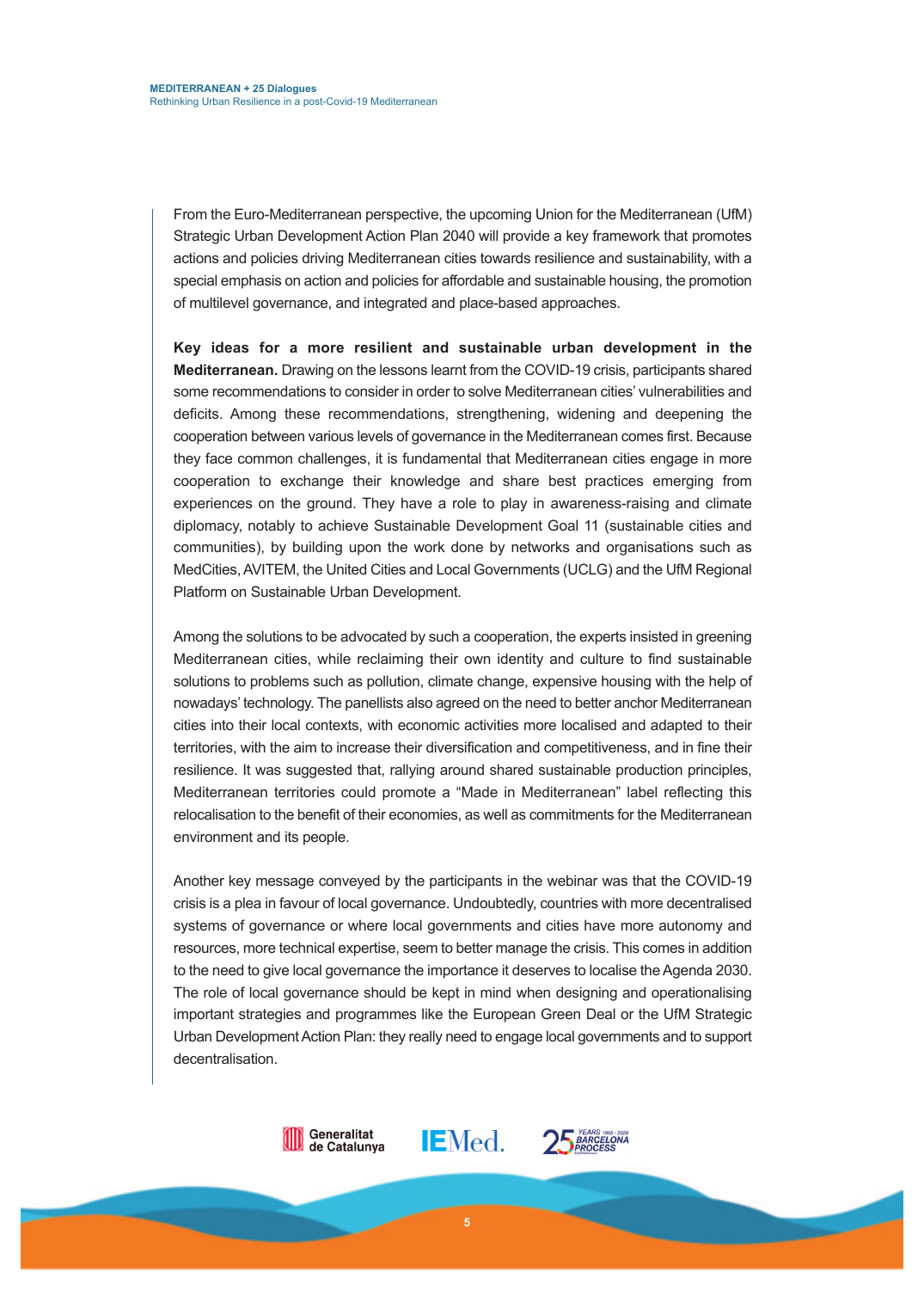From the Euro-Mediterranean perspective, the upcoming Union for the Mediterranean (UfM) Strategic Urban Development Action Plan 2040 will provide a key framework that promotes actions and policies driving Mediterranean cities towards resilience and sustainability, with a special emphasis on action and policies for affordable and sustainable housing, the promotion of multilevel governance, and integrated and place-based approaches.

**Key ideas for a more resilient and sustainable urban development in the Mediterranean.** Drawing on the lessons learnt from the COVID-19 crisis, participants shared some recommendations to consider in order to solve Mediterranean cities' vulnerabilities and deficits. Among these recommendations, strengthening, widening and deepening the cooperation between various levels of governance in the Mediterranean comes first. Because they face common challenges, it is fundamental that Mediterranean cities engage in more cooperation to exchange their knowledge and share best practices emerging from experiences on the ground. They have a role to play in awareness-raising and climate diplomacy, notably to achieve Sustainable Development Goal 11 (sustainable cities and communities), by building upon the work done by networks and organisations such as MedCities, AVITEM, the United Cities and Local Governments (UCLG) and the UfM Regional Platform on Sustainable Urban Development.

Among the solutions to be advocated by such a cooperation, the experts insisted in greening Mediterranean cities, while reclaiming their own identity and culture to find sustainable solutions to problems such as pollution, climate change, expensive housing with the help of nowadays' technology. The panellists also agreed on the need to better anchor Mediterranean cities into their local contexts, with economic activities more localised and adapted to their territories, with the aim to increase their diversification and competitiveness, and in fine their resilience. It was suggested that, rallying around shared sustainable production principles, Mediterranean territories could promote a "Made in Mediterranean" label reflecting this relocalisation to the benefit of their economies, as well as commitments for the Mediterranean environment and its people.

Another key message conveyed by the participants in the webinar was that the COVID-19 crisis is a plea in favour of local governance. Undoubtedly, countries with more decentralised systems of governance or where local governments and cities have more autonomy and resources, more technical expertise, seem to better manage the crisis. This comes in addition to the need to give local governance the importance it deserves to localise the Agenda 2030. The role of local governance should be kept in mind when designing and operationalising important strategies and programmes like the European Green Deal or the UfM Strategic Urban Development Action Plan: they really need to engage local governments and to support decentralisation.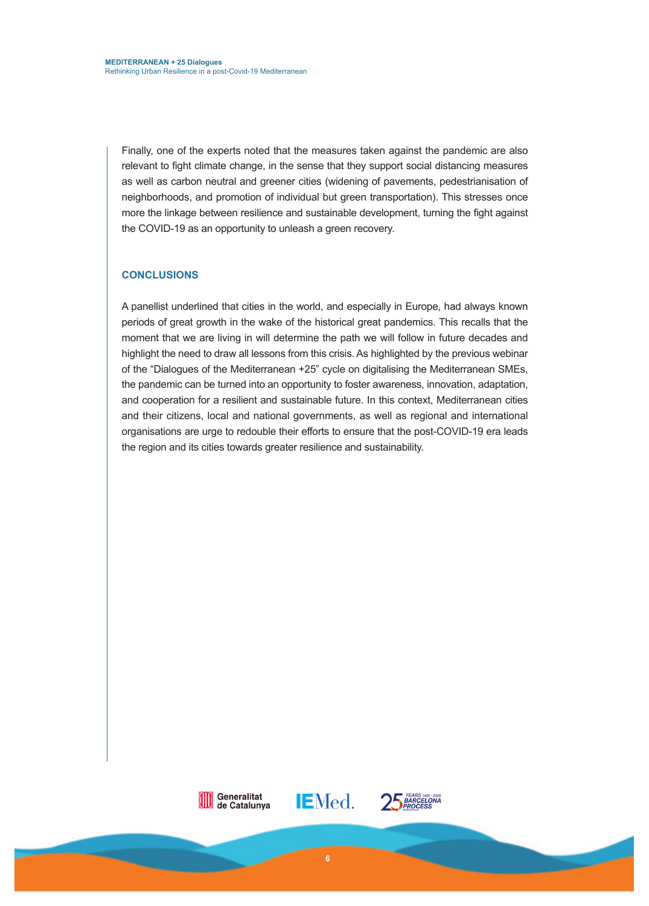Finally, one of the experts noted that the measures taken against the pandemic are also relevant to fight climate change, in the sense that they support social distancing measures as well as carbon neutral and greener cities (widening of pavements, pedestrianisation of neighborhoods, and promotion of individual but green transportation). This stresses once more the linkage between resilience and sustainable development, turning the fight against the COVID-19 as an opportunity to unleash a green recovery.

## CONCLUSIONS

A panellist underlined that cities in the world, and especially in Europe, had always known periods of great growth in the wake of the historical great pandemics. This recalls that the moment that we are living in will determine the path we will follow in future decades and highlight the need to draw all lessons from this crisis. As highlighted by the previous webinar of the "Dialogues of the Mediterranean +25" cycle on digitalising the Mediterranean SMEs, the pandemic can be turned into an opportunity to foster awareness, innovation, adaptation, and cooperation for a resilient and sustainable future. In this context, Mediterranean cities and their citizens, local and national governments, as well as regional and international organisations are urge to redouble their efforts to ensure that the post-COVID-19 era leads the region and its cities towards greater resilience and sustainability.